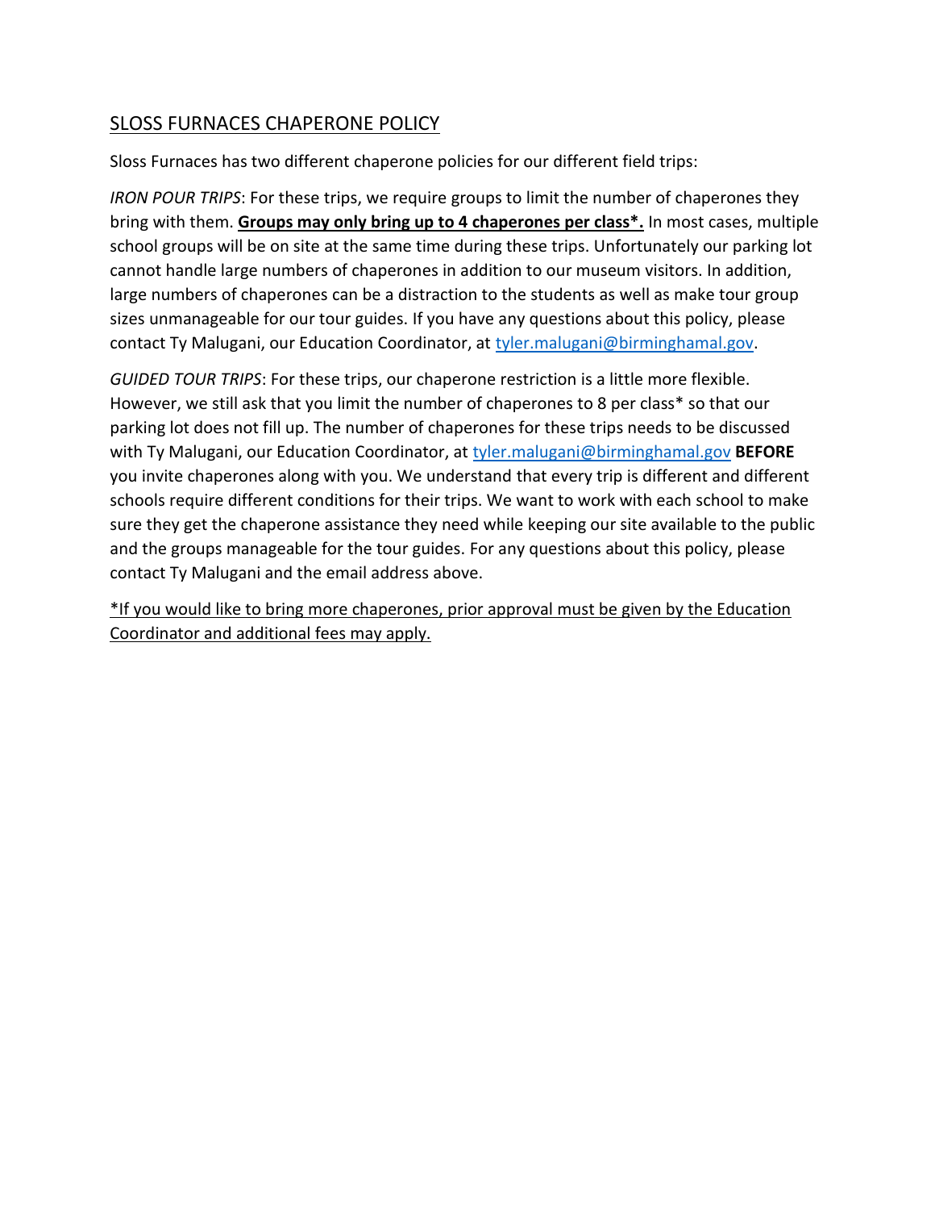## SLOSS FURNACES CHAPERONE POLICY

Sloss Furnaces has two different chaperone policies for our different field trips:

*IRON POUR TRIPS*: For these trips, we require groups to limit the number of chaperones they bring with them. **Groups may only bring up to 4 chaperones per class*.** In most cases, multiple school groups will be on site at the same time during these trips. Unfortunately our parking lot cannot handle large numbers of chaperones in addition to our museum visitors. In addition, large numbers of chaperones can be a distraction to the students as well as make tour group sizes unmanageable for our tour guides. If you have any questions about this policy, please contact Ty Malugani, our Education Coordinator, at tyler.malugani@birminghamal.gov.

*GUIDED TOUR TRIPS*: For these trips, our chaperone restriction is a little more flexible. However, we still ask that you limit the number of chaperones to 8 per class* so that our parking lot does not fill up. The number of chaperones for these trips needs to be discussed with Ty Malugani, our Education Coordinator, at tyler.malugani@birminghamal.gov **BEFORE** you invite chaperones along with you. We understand that every trip is different and different schools require different conditions for their trips. We want to work with each school to make sure they get the chaperone assistance they need while keeping our site available to the public and the groups manageable for the tour guides. For any questions about this policy, please contact Ty Malugani and the email address above.

*If you would like to bring more chaperones, prior approval must be given by the Education Coordinator and additional fees may apply.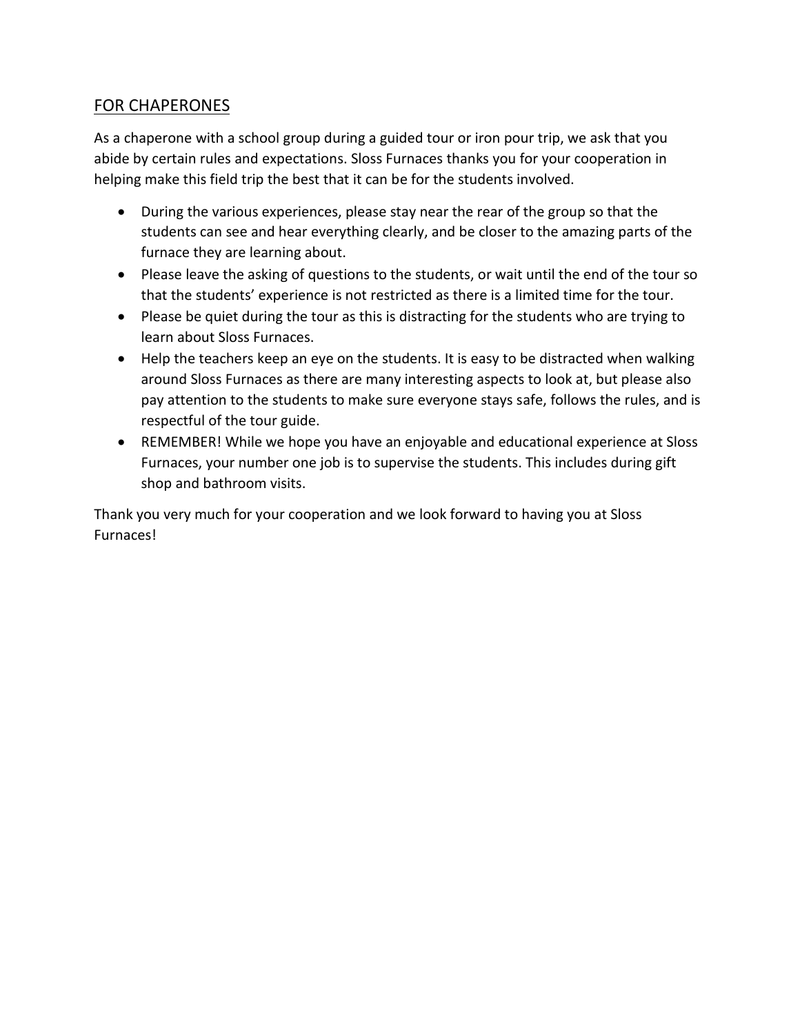## FOR CHAPERONES

As a chaperone with a school group during a guided tour or iron pour trip, we ask that you abide by certain rules and expectations. Sloss Furnaces thanks you for your cooperation in helping make this field trip the best that it can be for the students involved.

- During the various experiences, please stay near the rear of the group so that the students can see and hear everything clearly, and be closer to the amazing parts of the furnace they are learning about.
- Please leave the asking of questions to the students, or wait until the end of the tour so that the students' experience is not restricted as there is a limited time for the tour.
- Please be quiet during the tour as this is distracting for the students who are trying to learn about Sloss Furnaces.
- Help the teachers keep an eye on the students. It is easy to be distracted when walking around Sloss Furnaces as there are many interesting aspects to look at, but please also pay attention to the students to make sure everyone stays safe, follows the rules, and is respectful of the tour guide.
- REMEMBER! While we hope you have an enjoyable and educational experience at Sloss Furnaces, your number one job is to supervise the students. This includes during gift shop and bathroom visits.

Thank you very much for your cooperation and we look forward to having you at Sloss Furnaces!